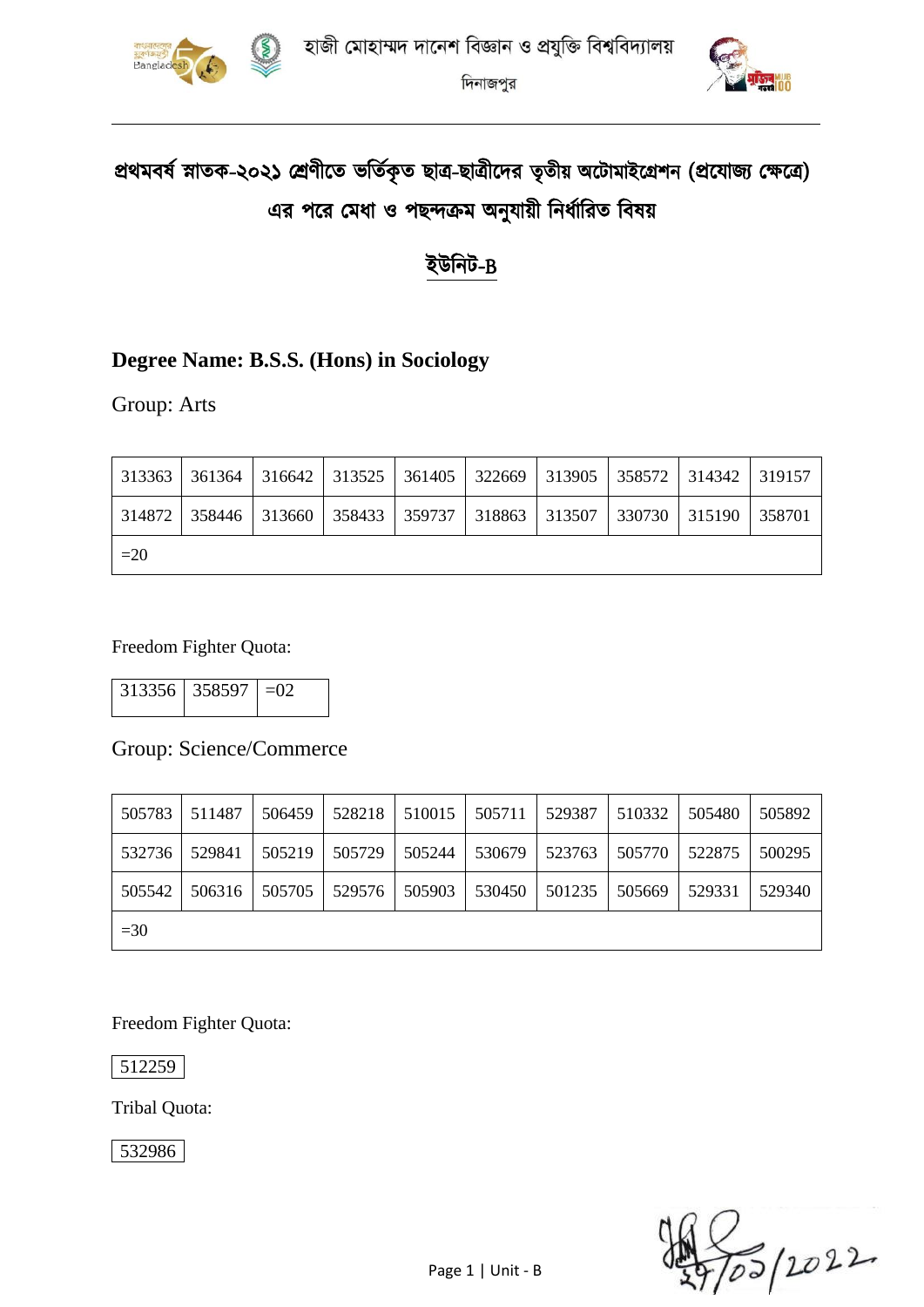হাজী মোহাম্মদ দানেশ বিজ্ঞান ও প্রযুক্তি বিশ্ববিদ্যালয়

দিনাজপুর

# প্রথমবর্ষ স্নাতক-২০২১ শ্রেণীতে ভর্তিকৃত ছাত্র-ছাত্রীদের তৃতীয় অটোমাইগ্রেশন (প্রযোজ্য ক্ষেত্রে) এর পরে মেধা ও পছন্দক্রম অনুযায়ী নির্ধারিত বিষয়

## ইউনিট-B

### Degree Name: B.S.S. (Hons) in Sociology

Group: Arts

| | | | | | | | | | |
|---|---|---|---|---|---|---|---|---|---|
| 313363 | 361364 | 316642 | 313525 | 361405 | 322669 | 313905 | 358572 | 314342 | 319157 |
| 314872 | 358446 | 313660 | 358433 | 359737 | 318863 | 313507 | 330730 | 315190 | 358701 |
| =20 | | | | | | | | | |

Freedom Fighter Quota:

| | | |
|---|---|---|
| 313356 | 358597 | =02 |

Group: Science/Commerce

| | | | | | | | | | |
|---|---|---|---|---|---|---|---|---|---|
| 505783 | 511487 | 506459 | 528218 | 510015 | 505711 | 529387 | 510332 | 505480 | 505892 |
| 532736 | 529841 | 505219 | 505729 | 505244 | 530679 | 523763 | 505770 | 522875 | 500295 |
| 505542 | 506316 | 505705 | 529576 | 505903 | 530450 | 501235 | 505669 | 529331 | 529340 |
| =30 | | | | | | | | | |

Freedom Fighter Quota:

| |
|---|
| 512259 |

Tribal Quota:

| |
|---|
| 532986 |

২৭/০১/2022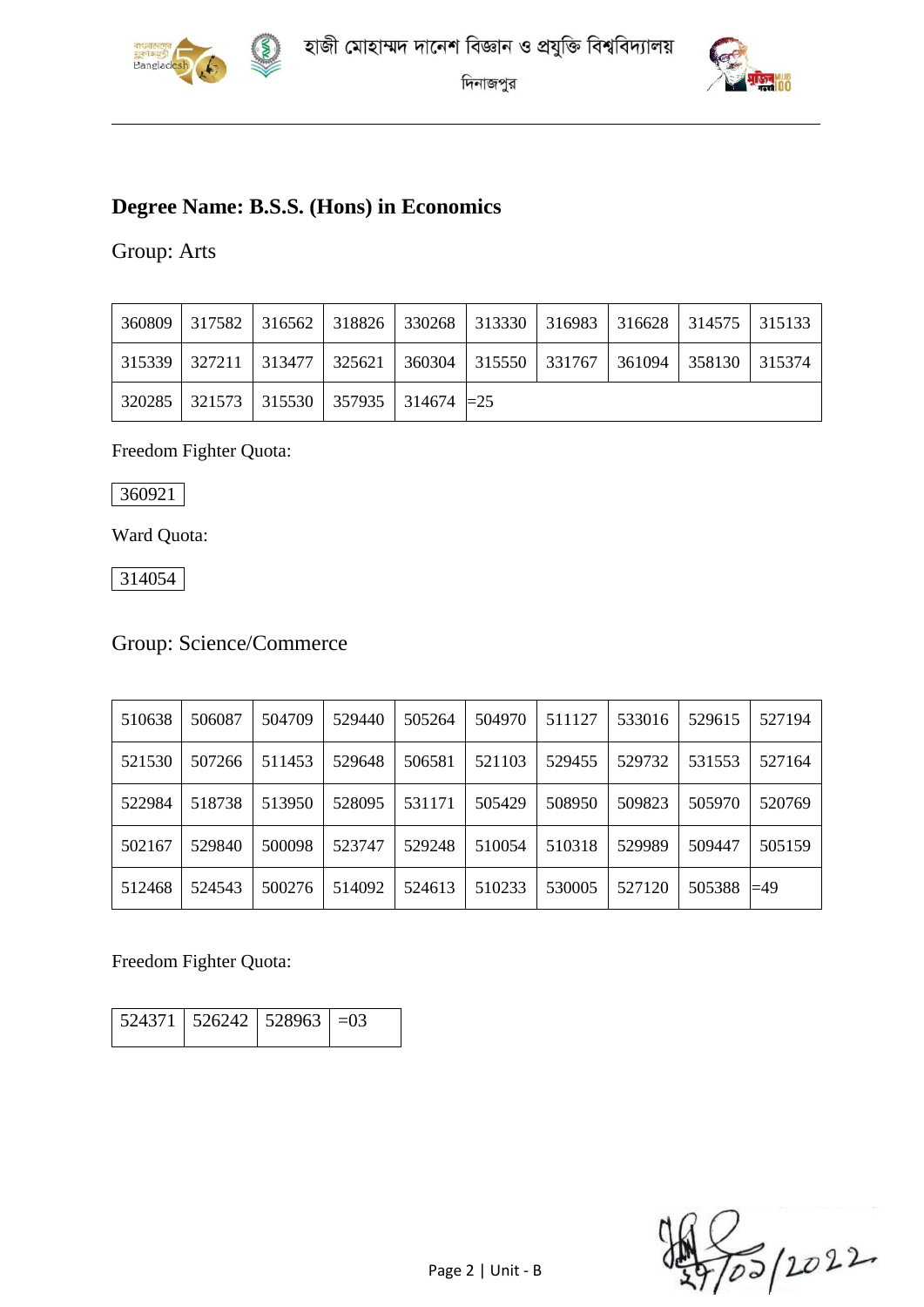হাজী মোহাম্মদ দানেশ বিজ্ঞান ও প্রযুক্তি বিশ্ববিদ্যালয়

দিনাজপুর

---

## Degree Name: B.S.S. (Hons) in Economics

Group: Arts

| | | | | | | | | | |
|---|---|---|---|---|---|---|---|---|---|
| 360809 | 317582 | 316562 | 318826 | 330268 | 313330 | 316983 | 316628 | 314575 | 315133 |
| 315339 | 327211 | 313477 | 325621 | 360304 | 315550 | 331767 | 361094 | 358130 | 315374 |
| 320285 | 321573 | 315530 | 357935 | 314674 | =25 | | | | |

Freedom Fighter Quota:

| |
|---|
| 360921 |

Ward Quota:

| |
|---|
| 314054 |

Group: Science/Commerce

| | | | | | | | | | |
|---|---|---|---|---|---|---|---|---|---|
| 510638 | 506087 | 504709 | 529440 | 505264 | 504970 | 511127 | 533016 | 529615 | 527194 |
| 521530 | 507266 | 511453 | 529648 | 506581 | 521103 | 529455 | 529732 | 531553 | 527164 |
| 522984 | 518738 | 513950 | 528095 | 531171 | 505429 | 508950 | 509823 | 505970 | 520769 |
| 502167 | 529840 | 500098 | 523747 | 529248 | 510054 | 510318 | 529989 | 509447 | 505159 |
| 512468 | 524543 | 500276 | 514092 | 524613 | 510233 | 530005 | 527120 | 505388 | =49 |

Freedom Fighter Quota:

| | | | |
|---|---|---|---|
| 524371 | 526242 | 528963 | =03 |

Unit - B

২৭/০৩/2022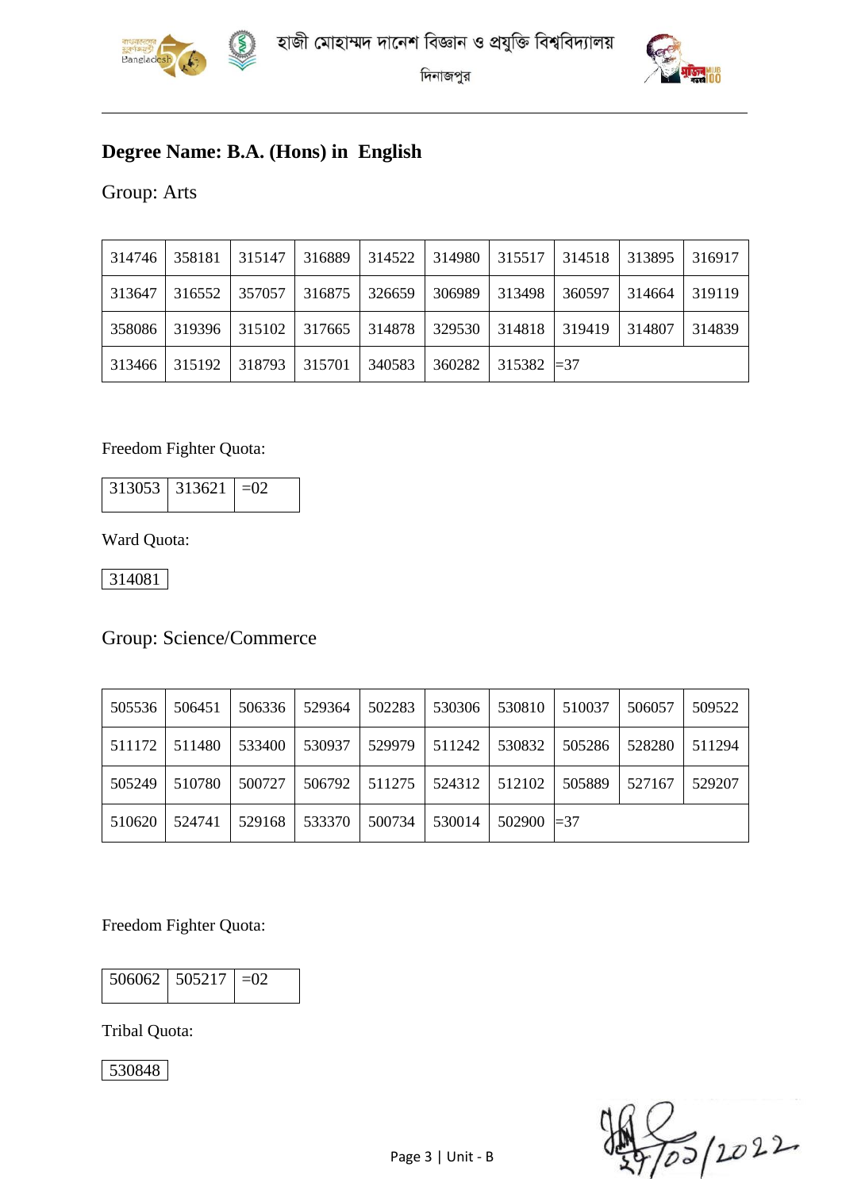## Degree Name: B.A. (Hons) in English

Group: Arts

| | | | | | | | | | |
|---|---|---|---|---|---|---|---|---|---|
| 314746 | 358181 | 315147 | 316889 | 314522 | 314980 | 315517 | 314518 | 313895 | 316917 |
| 313647 | 316552 | 357057 | 316875 | 326659 | 306989 | 313498 | 360597 | 314664 | 319119 |
| 358086 | 319396 | 315102 | 317665 | 314878 | 329530 | 314818 | 319419 | 314807 | 314839 |
| 313466 | 315192 | 318793 | 315701 | 340583 | 360282 | 315382 | =37 | | |

Freedom Fighter Quota:

| | | |
|---|---|---|
| 313053 | 313621 | =02 |

Ward Quota:

| |
|---|
| 314081 |

Group: Science/Commerce

| | | | | | | | | | |
|---|---|---|---|---|---|---|---|---|---|
| 505536 | 506451 | 506336 | 529364 | 502283 | 530306 | 530810 | 510037 | 506057 | 509522 |
| 511172 | 511480 | 533400 | 530937 | 529979 | 511242 | 530832 | 505286 | 528280 | 511294 |
| 505249 | 510780 | 500727 | 506792 | 511275 | 524312 | 512102 | 505889 | 527167 | 529207 |
| 510620 | 524741 | 529168 | 533370 | 500734 | 530014 | 502900 | =37 | | |

Freedom Fighter Quota:

| | | |
|---|---|---|
| 506062 | 505217 | =02 |

Tribal Quota:

| |
|---|
| 530848 |

২৭/০৩/2022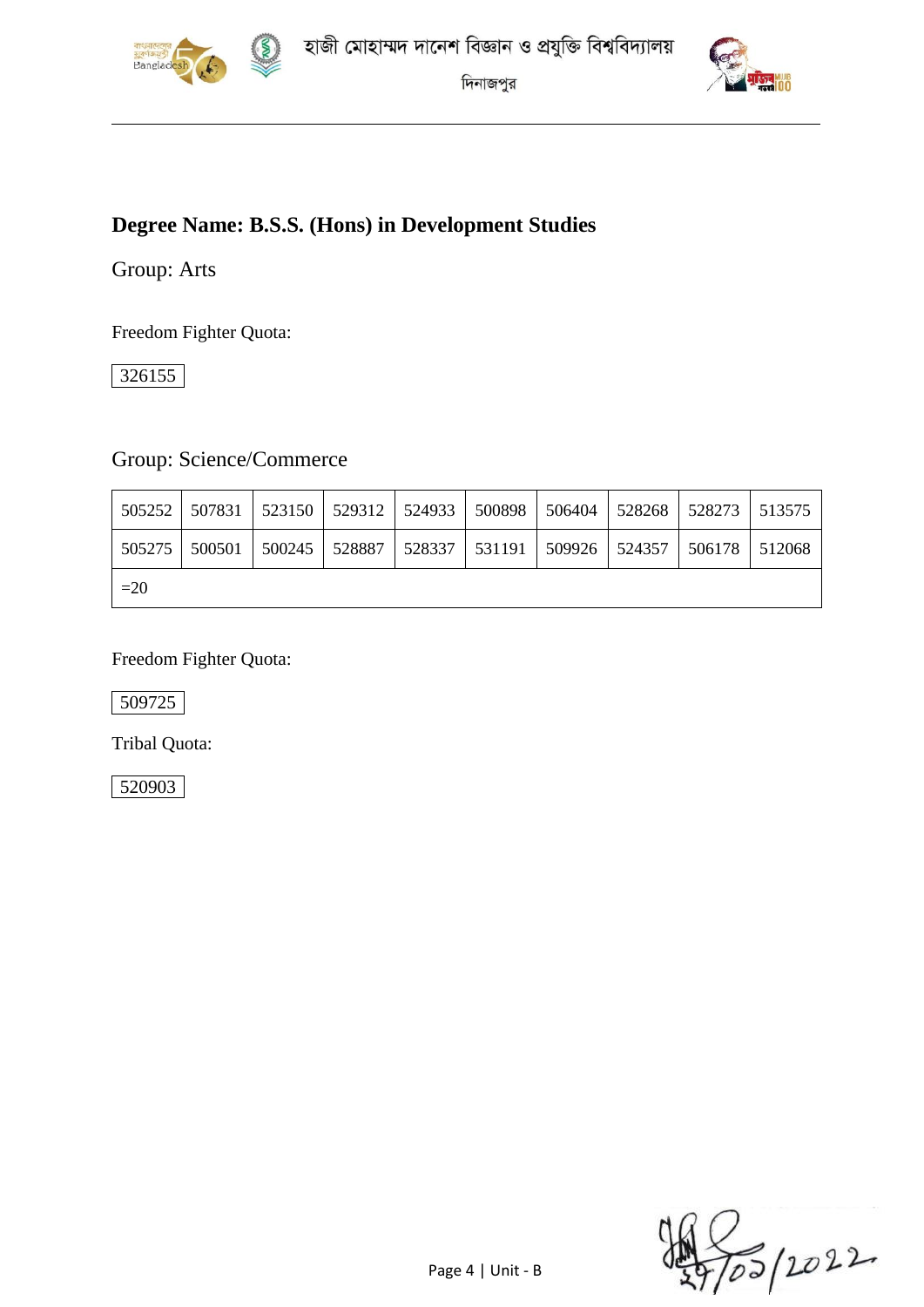হাজী মোহাম্মদ দানেশ বিজ্ঞান ও প্রযুক্তি বিশ্ববিদ্যালয়

দিনাজপুর

## Degree Name: B.S.S. (Hons) in Development Studies

Group: Arts

Freedom Fighter Quota:

326155

Group: Science/Commerce

| | | | | | | | | | |
|---|---|---|---|---|---|---|---|---|---|
| 505252 | 507831 | 523150 | 529312 | 524933 | 500898 | 506404 | 528268 | 528273 | 513575 |
| 505275 | 500501 | 500245 | 528887 | 528337 | 531191 | 509926 | 524357 | 506178 | 512068 |
| =20 | | | | | | | | | |

Freedom Fighter Quota:

509725

Tribal Quota:

520903

২৭/০৩/2022